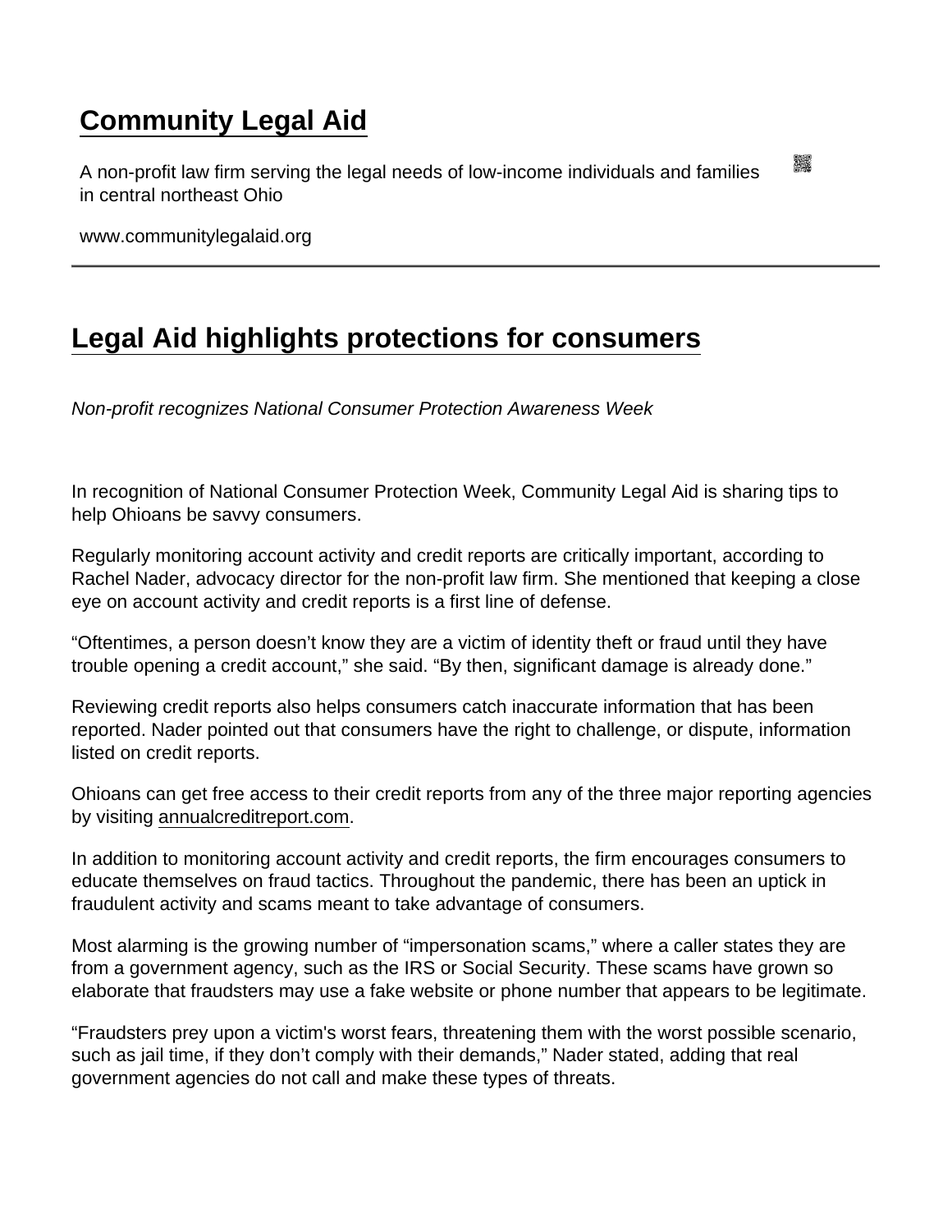# Community Legal Aid

A non-profit law firm serving the legal needs of low-income individuals and families in central northeast Ohio

www.communitylegalaid.org

---

## Legal Aid highlights protections for consumers

*Non-profit recognizes National Consumer Protection Awareness Week*

In recognition of National Consumer Protection Week, Community Legal Aid is sharing tips to help Ohioans be savvy consumers.

Regularly monitoring account activity and credit reports are critically important, according to Rachel Nader, advocacy director for the non-profit law firm. She mentioned that keeping a close eye on account activity and credit reports is a first line of defense.

"Oftentimes, a person doesn't know they are a victim of identity theft or fraud until they have trouble opening a credit account," she said. "By then, significant damage is already done."

Reviewing credit reports also helps consumers catch inaccurate information that has been reported. Nader pointed out that consumers have the right to challenge, or dispute, information listed on credit reports.

Ohioans can get free access to their credit reports from any of the three major reporting agencies by visiting annualcreditreport.com.

In addition to monitoring account activity and credit reports, the firm encourages consumers to educate themselves on fraud tactics. Throughout the pandemic, there has been an uptick in fraudulent activity and scams meant to take advantage of consumers.

Most alarming is the growing number of "impersonation scams," where a caller states they are from a government agency, such as the IRS or Social Security. These scams have grown so elaborate that fraudsters may use a fake website or phone number that appears to be legitimate.

"Fraudsters prey upon a victim's worst fears, threatening them with the worst possible scenario, such as jail time, if they don't comply with their demands," Nader stated, adding that real government agencies do not call and make these types of threats.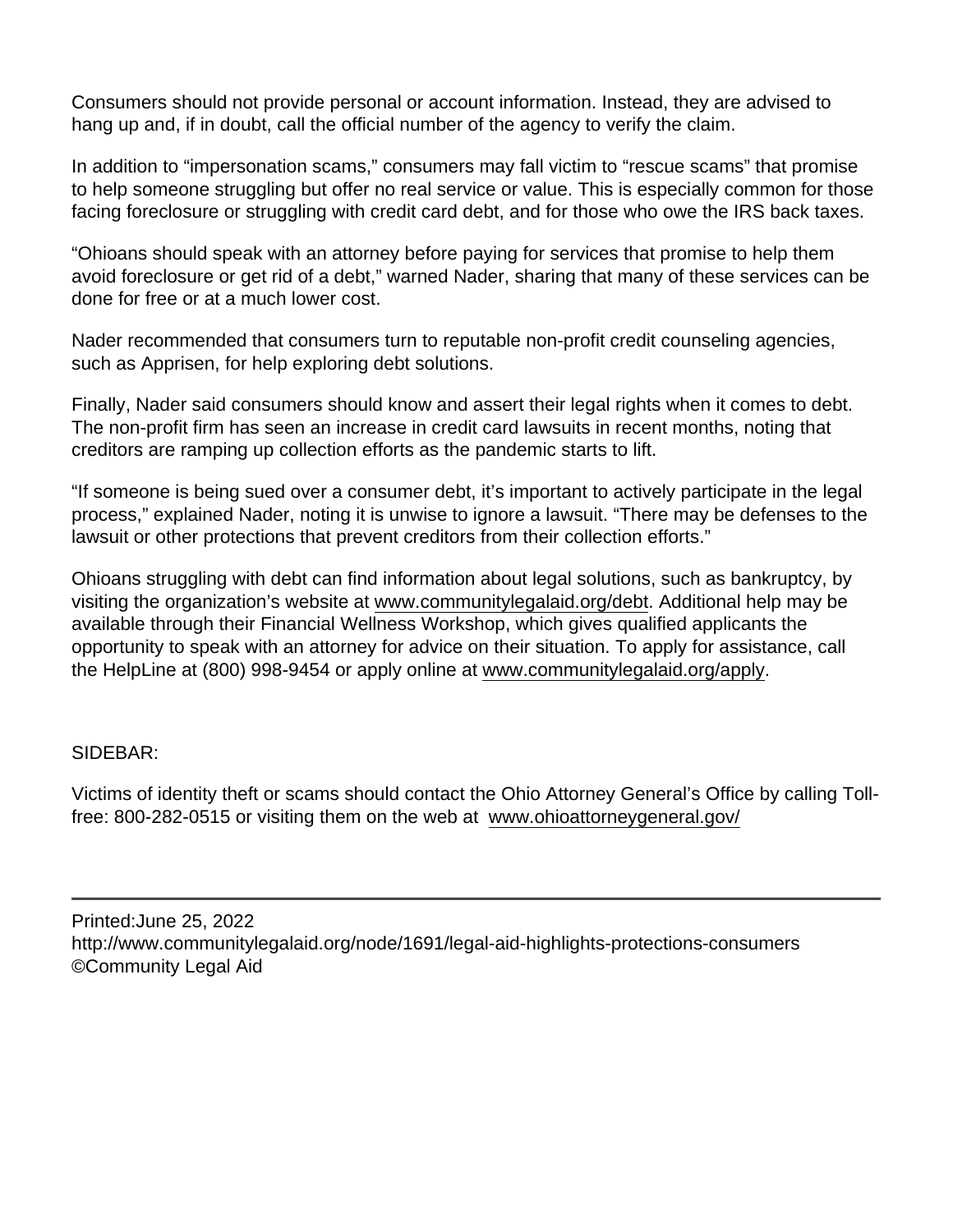Consumers should not provide personal or account information. Instead, they are advised to hang up and, if in doubt, call the official number of the agency to verify the claim.

In addition to “impersonation scams,” consumers may fall victim to “rescue scams” that promise to help someone struggling but offer no real service or value. This is especially common for those facing foreclosure or struggling with credit card debt, and for those who owe the IRS back taxes.

“Ohioans should speak with an attorney before paying for services that promise to help them avoid foreclosure or get rid of a debt,” warned Nader, sharing that many of these services can be done for free or at a much lower cost.

Nader recommended that consumers turn to reputable non-profit credit counseling agencies, such as Apprisen, for help exploring debt solutions.

Finally, Nader said consumers should know and assert their legal rights when it comes to debt. The non-profit firm has seen an increase in credit card lawsuits in recent months, noting that creditors are ramping up collection efforts as the pandemic starts to lift.

“If someone is being sued over a consumer debt, it’s important to actively participate in the legal process,” explained Nader, noting it is unwise to ignore a lawsuit. “There may be defenses to the lawsuit or other protections that prevent creditors from their collection efforts.”

Ohioans struggling with debt can find information about legal solutions, such as bankruptcy, by visiting the organization’s website at www.communitylegalaid.org/debt. Additional help may be available through their Financial Wellness Workshop, which gives qualified applicants the opportunity to speak with an attorney for advice on their situation. To apply for assistance, call the HelpLine at (800) 998-9454 or apply online at www.communitylegalaid.org/apply.

SIDEBAR:

Victims of identity theft or scams should contact the Ohio Attorney General’s Office by calling Toll-free: 800-282-0515 or visiting them on the web at www.ohioattorneygeneral.gov/

---

Printed:June 25, 2022
http://www.communitylegalaid.org/node/1691/legal-aid-highlights-protections-consumers
©Community Legal Aid